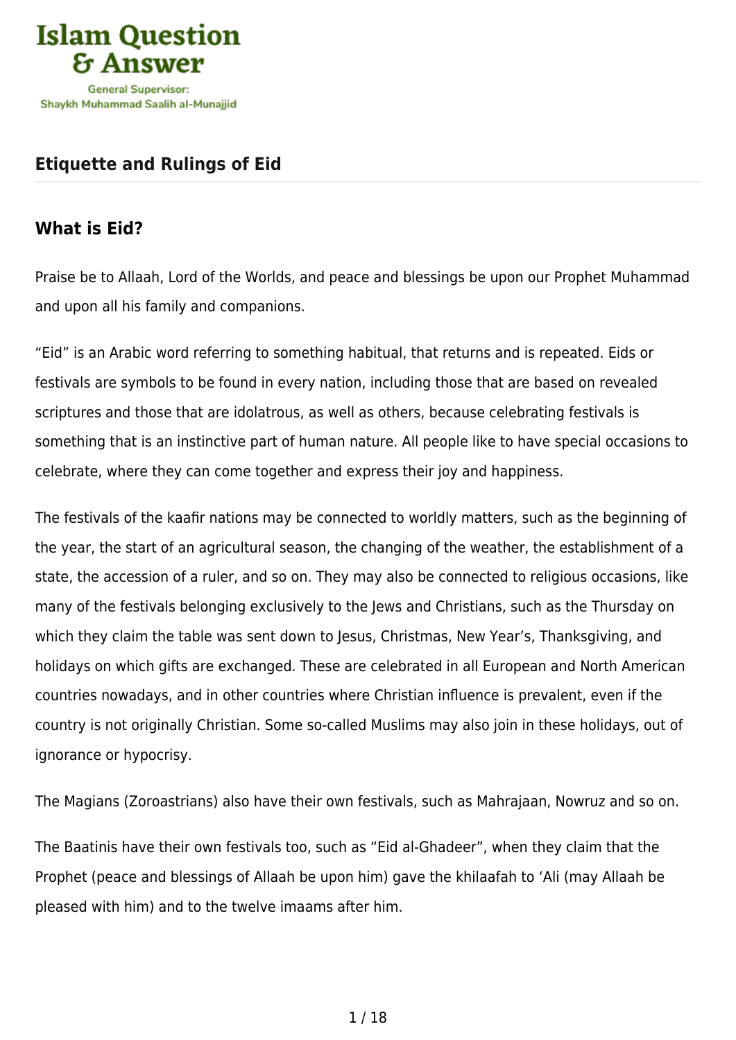Islam Question & Answer

General Supervisor: Shaykh Muhammad Saalih al-Munajjid

# Etiquette and Rulings of Eid

## What is Eid?

Praise be to Allaah, Lord of the Worlds, and peace and blessings be upon our Prophet Muhammad and upon all his family and companions.

"Eid" is an Arabic word referring to something habitual, that returns and is repeated. Eids or festivals are symbols to be found in every nation, including those that are based on revealed scriptures and those that are idolatrous, as well as others, because celebrating festivals is something that is an instinctive part of human nature. All people like to have special occasions to celebrate, where they can come together and express their joy and happiness.

The festivals of the kaafir nations may be connected to worldly matters, such as the beginning of the year, the start of an agricultural season, the changing of the weather, the establishment of a state, the accession of a ruler, and so on. They may also be connected to religious occasions, like many of the festivals belonging exclusively to the Jews and Christians, such as the Thursday on which they claim the table was sent down to Jesus, Christmas, New Year's, Thanksgiving, and holidays on which gifts are exchanged. These are celebrated in all European and North American countries nowadays, and in other countries where Christian influence is prevalent, even if the country is not originally Christian. Some so-called Muslims may also join in these holidays, out of ignorance or hypocrisy.

The Magians (Zoroastrians) also have their own festivals, such as Mahrajaan, Nowruz and so on.

The Baatinis have their own festivals too, such as "Eid al-Ghadeer", when they claim that the Prophet (peace and blessings of Allaah be upon him) gave the khilaafah to 'Ali (may Allaah be pleased with him) and to the twelve imaams after him.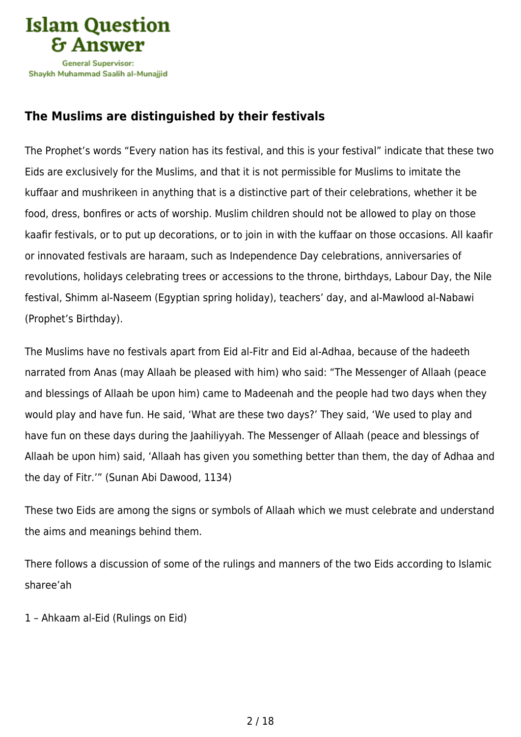### The Muslims are distinguished by their festivals

The Prophet's words "Every nation has its festival, and this is your festival" indicate that these two Eids are exclusively for the Muslims, and that it is not permissible for Muslims to imitate the kuffaar and mushrikeen in anything that is a distinctive part of their celebrations, whether it be food, dress, bonfires or acts of worship. Muslim children should not be allowed to play on those kaafir festivals, or to put up decorations, or to join in with the kuffaar on those occasions. All kaafir or innovated festivals are haraam, such as Independence Day celebrations, anniversaries of revolutions, holidays celebrating trees or accessions to the throne, birthdays, Labour Day, the Nile festival, Shimm al-Naseem (Egyptian spring holiday), teachers' day, and al-Mawlood al-Nabawi (Prophet's Birthday).

The Muslims have no festivals apart from Eid al-Fitr and Eid al-Adhaa, because of the hadeeth narrated from Anas (may Allaah be pleased with him) who said: "The Messenger of Allaah (peace and blessings of Allaah be upon him) came to Madeenah and the people had two days when they would play and have fun. He said, 'What are these two days?' They said, 'We used to play and have fun on these days during the Jaahiliyyah. The Messenger of Allaah (peace and blessings of Allaah be upon him) said, 'Allaah has given you something better than them, the day of Adhaa and the day of Fitr.'" (Sunan Abi Dawood, 1134)

These two Eids are among the signs or symbols of Allaah which we must celebrate and understand the aims and meanings behind them.

There follows a discussion of some of the rulings and manners of the two Eids according to Islamic sharee'ah

1 – Ahkaam al-Eid (Rulings on Eid)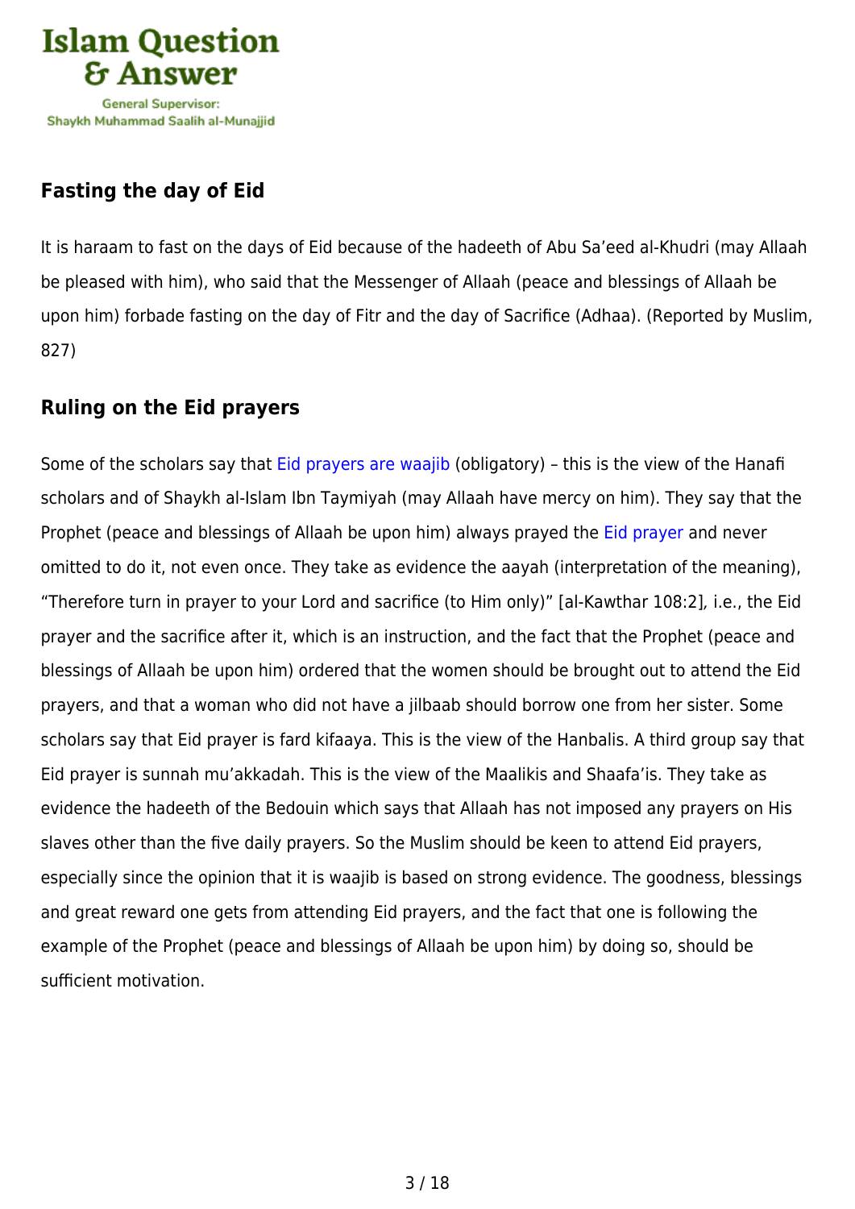## Fasting the day of Eid

It is haraam to fast on the days of Eid because of the hadeeth of Abu Sa'eed al-Khudri (may Allaah be pleased with him), who said that the Messenger of Allaah (peace and blessings of Allaah be upon him) forbade fasting on the day of Fitr and the day of Sacrifice (Adhaa). (Reported by Muslim, 827)

## Ruling on the Eid prayers

Some of the scholars say that Eid prayers are waajib (obligatory) – this is the view of the Hanafi scholars and of Shaykh al-Islam Ibn Taymiyah (may Allaah have mercy on him). They say that the Prophet (peace and blessings of Allaah be upon him) always prayed the Eid prayer and never omitted to do it, not even once. They take as evidence the aayah (interpretation of the meaning), "Therefore turn in prayer to your Lord and sacrifice (to Him only)" [al-Kawthar 108:2], i.e., the Eid prayer and the sacrifice after it, which is an instruction, and the fact that the Prophet (peace and blessings of Allaah be upon him) ordered that the women should be brought out to attend the Eid prayers, and that a woman who did not have a jilbaab should borrow one from her sister. Some scholars say that Eid prayer is fard kifaaya. This is the view of the Hanbalis. A third group say that Eid prayer is sunnah mu'akkadah. This is the view of the Maalikis and Shaafa'is. They take as evidence the hadeeth of the Bedouin which says that Allaah has not imposed any prayers on His slaves other than the five daily prayers. So the Muslim should be keen to attend Eid prayers, especially since the opinion that it is waajib is based on strong evidence. The goodness, blessings and great reward one gets from attending Eid prayers, and the fact that one is following the example of the Prophet (peace and blessings of Allaah be upon him) by doing so, should be sufficient motivation.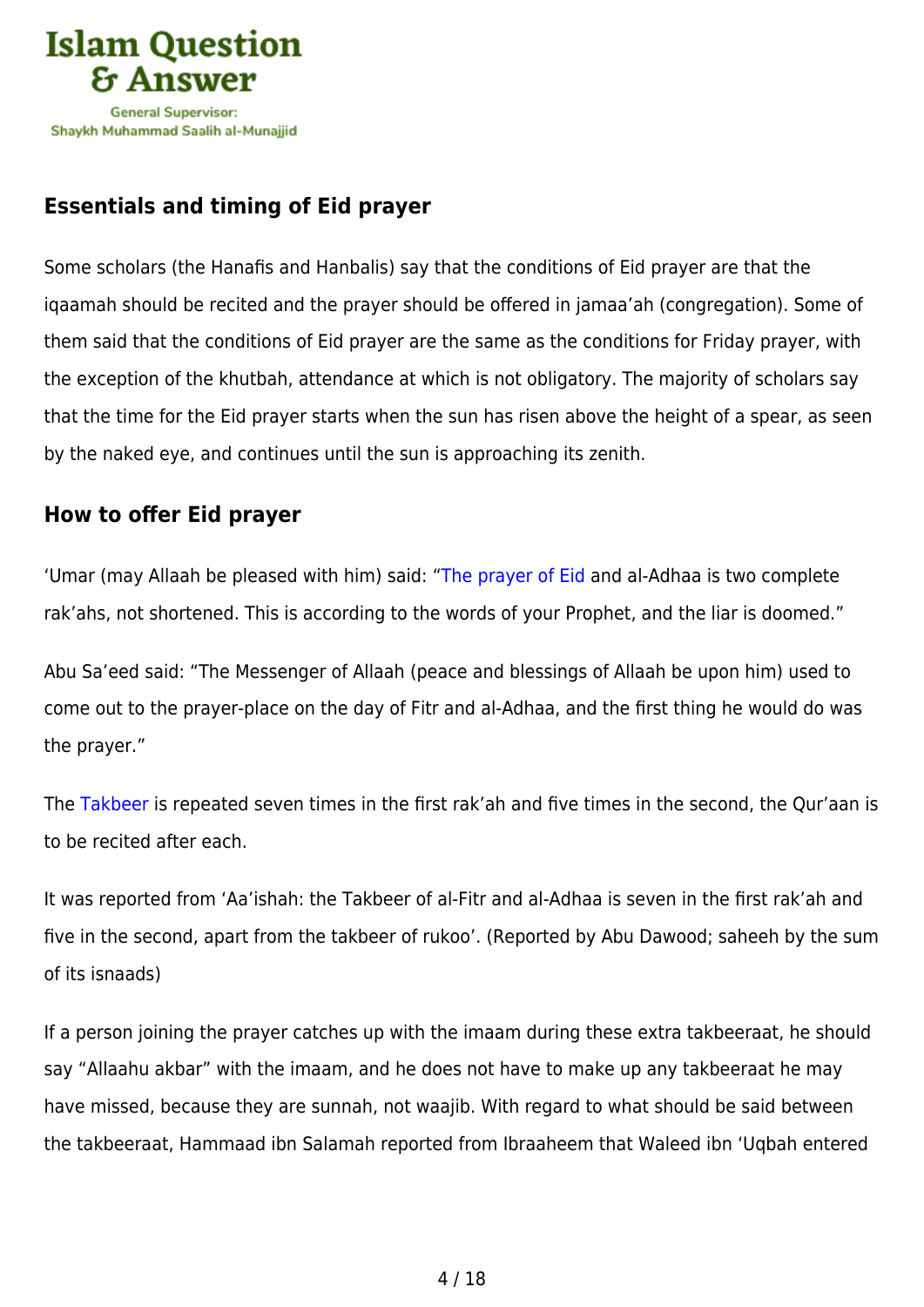## Essentials and timing of Eid prayer

Some scholars (the Hanafis and Hanbalis) say that the conditions of Eid prayer are that the iqaamah should be recited and the prayer should be offered in jamaa'ah (congregation). Some of them said that the conditions of Eid prayer are the same as the conditions for Friday prayer, with the exception of the khutbah, attendance at which is not obligatory. The majority of scholars say that the time for the Eid prayer starts when the sun has risen above the height of a spear, as seen by the naked eye, and continues until the sun is approaching its zenith.

## How to offer Eid prayer

'Umar (may Allaah be pleased with him) said: "The prayer of Eid and al-Adhaa is two complete rak'ahs, not shortened. This is according to the words of your Prophet, and the liar is doomed."

Abu Sa'eed said: "The Messenger of Allaah (peace and blessings of Allaah be upon him) used to come out to the prayer-place on the day of Fitr and al-Adhaa, and the first thing he would do was the prayer."

The Takbeer is repeated seven times in the first rak'ah and five times in the second, the Qur'aan is to be recited after each.

It was reported from 'Aa'ishah: the Takbeer of al-Fitr and al-Adhaa is seven in the first rak'ah and five in the second, apart from the takbeer of rukoo'. (Reported by Abu Dawood; saheeh by the sum of its isnaads)

If a person joining the prayer catches up with the imaam during these extra takbeeraat, he should say "Allaahu akbar" with the imaam, and he does not have to make up any takbeeraat he may have missed, because they are sunnah, not waajib. With regard to what should be said between the takbeeraat, Hammaad ibn Salamah reported from Ibraaheem that Waleed ibn 'Uqbah entered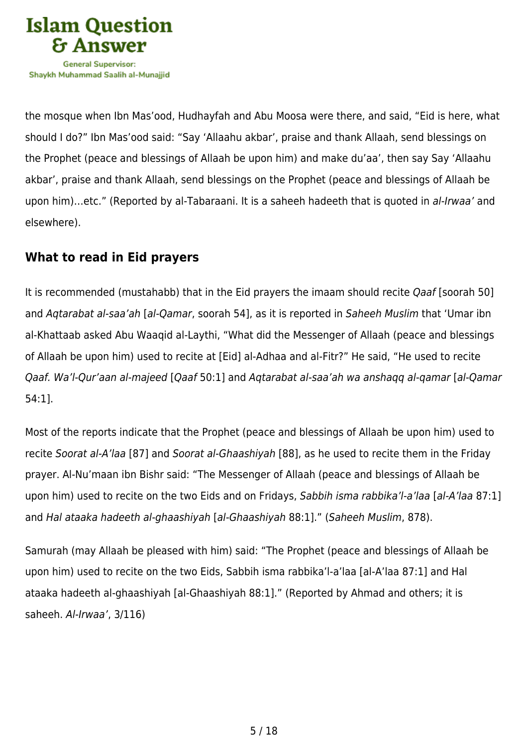the mosque when Ibn Mas'ood, Hudhayfah and Abu Moosa were there, and said, "Eid is here, what should I do?" Ibn Mas'ood said: "Say 'Allaahu akbar', praise and thank Allaah, send blessings on the Prophet (peace and blessings of Allaah be upon him) and make du'aa', then say Say 'Allaahu akbar', praise and thank Allaah, send blessings on the Prophet (peace and blessings of Allaah be upon him)…etc." (Reported by al-Tabaraani. It is a saheeh hadeeth that is quoted in *al-Irwaa'* and elsewhere).

## What to read in Eid prayers

It is recommended (mustahabb) that in the Eid prayers the imaam should recite *Qaaf* [soorah 50] and *Aqtarabat al-saa'ah* [*al-Qamar*, soorah 54], as it is reported in *Saheeh Muslim* that 'Umar ibn al-Khattaab asked Abu Waaqid al-Laythi, "What did the Messenger of Allaah (peace and blessings of Allaah be upon him) used to recite at [Eid] al-Adhaa and al-Fitr?" He said, "He used to recite *Qaaf. Wa'l-Qur'aan al-majeed* [*Qaaf* 50:1] and *Aqtarabat al-saa'ah wa anshaqq al-qamar* [*al-Qamar* 54:1].

Most of the reports indicate that the Prophet (peace and blessings of Allaah be upon him) used to recite *Soorat al-A'laa* [87] and *Soorat al-Ghaashiyah* [88], as he used to recite them in the Friday prayer. Al-Nu'maan ibn Bishr said: "The Messenger of Allaah (peace and blessings of Allaah be upon him) used to recite on the two Eids and on Fridays, *Sabbih isma rabbika'l-a'laa* [*al-A'laa* 87:1] and *Hal ataaka hadeeth al-ghaashiyah* [*al-Ghaashiyah* 88:1]." (*Saheeh Muslim*, 878).

Samurah (may Allaah be pleased with him) said: "The Prophet (peace and blessings of Allaah be upon him) used to recite on the two Eids, Sabbih isma rabbika'l-a'laa [al-A'laa 87:1] and Hal ataaka hadeeth al-ghaashiyah [al-Ghaashiyah 88:1]." (Reported by Ahmad and others; it is saheeh. *Al-Irwaa'*, 3/116)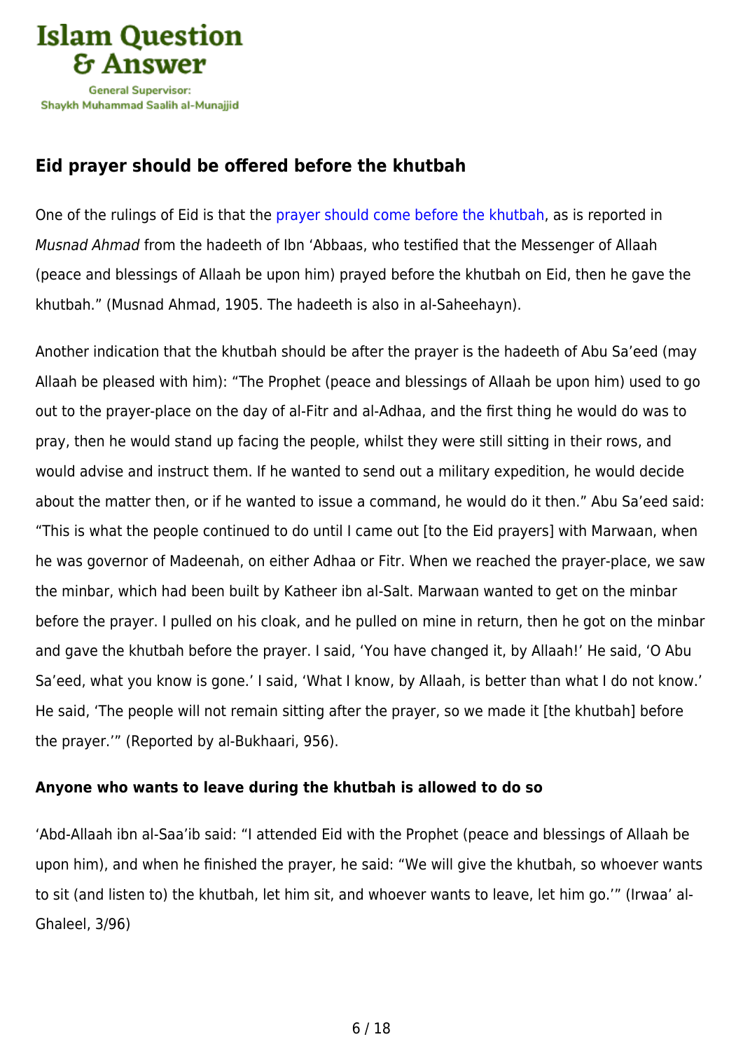### Eid prayer should be offered before the khutbah

One of the rulings of Eid is that the prayer should come before the khutbah, as is reported in *Musnad Ahmad* from the hadeeth of Ibn 'Abbaas, who testified that the Messenger of Allaah (peace and blessings of Allaah be upon him) prayed before the khutbah on Eid, then he gave the khutbah." (Musnad Ahmad, 1905. The hadeeth is also in al-Saheehayn).

Another indication that the khutbah should be after the prayer is the hadeeth of Abu Sa'eed (may Allaah be pleased with him): "The Prophet (peace and blessings of Allaah be upon him) used to go out to the prayer-place on the day of al-Fitr and al-Adhaa, and the first thing he would do was to pray, then he would stand up facing the people, whilst they were still sitting in their rows, and would advise and instruct them. If he wanted to send out a military expedition, he would decide about the matter then, or if he wanted to issue a command, he would do it then." Abu Sa'eed said: "This is what the people continued to do until I came out [to the Eid prayers] with Marwaan, when he was governor of Madeenah, on either Adhaa or Fitr. When we reached the prayer-place, we saw the minbar, which had been built by Katheer ibn al-Salt. Marwaan wanted to get on the minbar before the prayer. I pulled on his cloak, and he pulled on mine in return, then he got on the minbar and gave the khutbah before the prayer. I said, 'You have changed it, by Allaah!' He said, 'O Abu Sa'eed, what you know is gone.' I said, 'What I know, by Allaah, is better than what I do not know.' He said, 'The people will not remain sitting after the prayer, so we made it [the khutbah] before the prayer.'" (Reported by al-Bukhaari, 956).

**Anyone who wants to leave during the khutbah is allowed to do so**

'Abd-Allaah ibn al-Saa'ib said: "I attended Eid with the Prophet (peace and blessings of Allaah be upon him), and when he finished the prayer, he said: "We will give the khutbah, so whoever wants to sit (and listen to) the khutbah, let him sit, and whoever wants to leave, let him go.'" (Irwaa' al-Ghaleel, 3/96)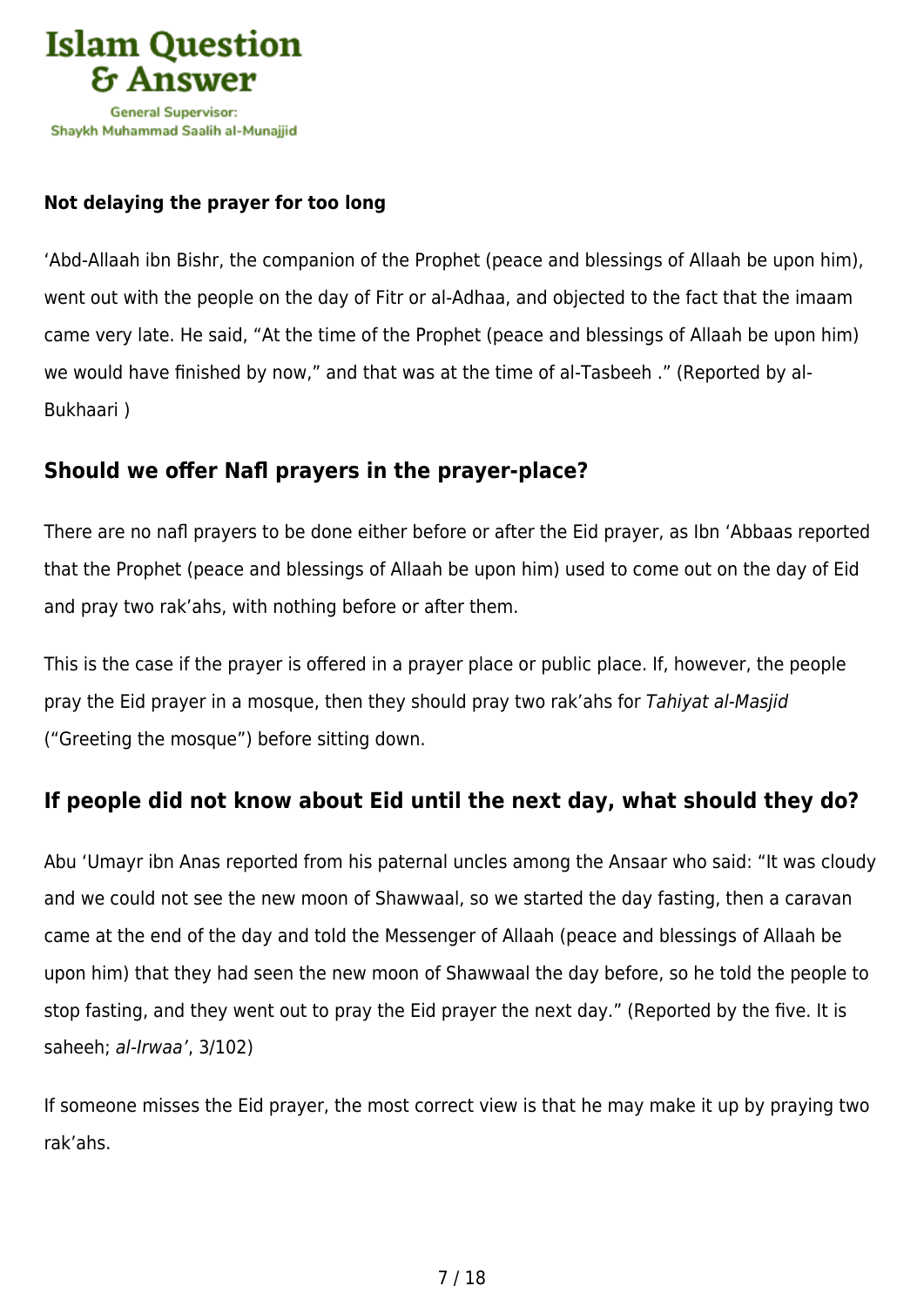**Not delaying the prayer for too long**

'Abd-Allaah ibn Bishr, the companion of the Prophet (peace and blessings of Allaah be upon him), went out with the people on the day of Fitr or al-Adhaa, and objected to the fact that the imaam came very late. He said, "At the time of the Prophet (peace and blessings of Allaah be upon him) we would have finished by now," and that was at the time of al-Tasbeeh ." (Reported by al-Bukhaari )

## Should we offer Nafl prayers in the prayer-place?

There are no nafl prayers to be done either before or after the Eid prayer, as Ibn 'Abbaas reported that the Prophet (peace and blessings of Allaah be upon him) used to come out on the day of Eid and pray two rak'ahs, with nothing before or after them.

This is the case if the prayer is offered in a prayer place or public place. If, however, the people pray the Eid prayer in a mosque, then they should pray two rak'ahs for *Tahiyat al-Masjid* ("Greeting the mosque") before sitting down.

## If people did not know about Eid until the next day, what should they do?

Abu 'Umayr ibn Anas reported from his paternal uncles among the Ansaar who said: "It was cloudy and we could not see the new moon of Shawwaal, so we started the day fasting, then a caravan came at the end of the day and told the Messenger of Allaah (peace and blessings of Allaah be upon him) that they had seen the new moon of Shawwaal the day before, so he told the people to stop fasting, and they went out to pray the Eid prayer the next day." (Reported by the five. It is saheeh; *al-Irwaa'*, 3/102)

If someone misses the Eid prayer, the most correct view is that he may make it up by praying two rak'ahs.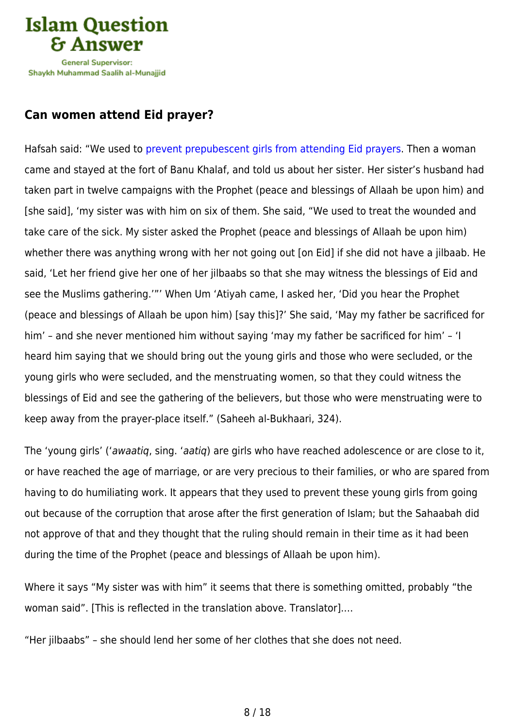### Can women attend Eid prayer?

Hafsah said: "We used to prevent prepubescent girls from attending Eid prayers. Then a woman came and stayed at the fort of Banu Khalaf, and told us about her sister. Her sister's husband had taken part in twelve campaigns with the Prophet (peace and blessings of Allaah be upon him) and [she said], 'my sister was with him on six of them. She said, "We used to treat the wounded and take care of the sick. My sister asked the Prophet (peace and blessings of Allaah be upon him) whether there was anything wrong with her not going out [on Eid] if she did not have a jilbaab. He said, 'Let her friend give her one of her jilbaabs so that she may witness the blessings of Eid and see the Muslims gathering.'"' When Um 'Atiyah came, I asked her, 'Did you hear the Prophet (peace and blessings of Allaah be upon him) [say this]?' She said, 'May my father be sacrificed for him' – and she never mentioned him without saying 'may my father be sacrificed for him' – 'I heard him saying that we should bring out the young girls and those who were secluded, or the young girls who were secluded, and the menstruating women, so that they could witness the blessings of Eid and see the gathering of the believers, but those who were menstruating were to keep away from the prayer-place itself." (Saheeh al-Bukhaari, 324).

The 'young girls' ('*awaatiq*, sing. '*aatiq*) are girls who have reached adolescence or are close to it, or have reached the age of marriage, or are very precious to their families, or who are spared from having to do humiliating work. It appears that they used to prevent these young girls from going out because of the corruption that arose after the first generation of Islam; but the Sahaabah did not approve of that and they thought that the ruling should remain in their time as it had been during the time of the Prophet (peace and blessings of Allaah be upon him).

Where it says "My sister was with him" it seems that there is something omitted, probably "the woman said". [This is reflected in the translation above. Translator]….

"Her jilbaabs" – she should lend her some of her clothes that she does not need.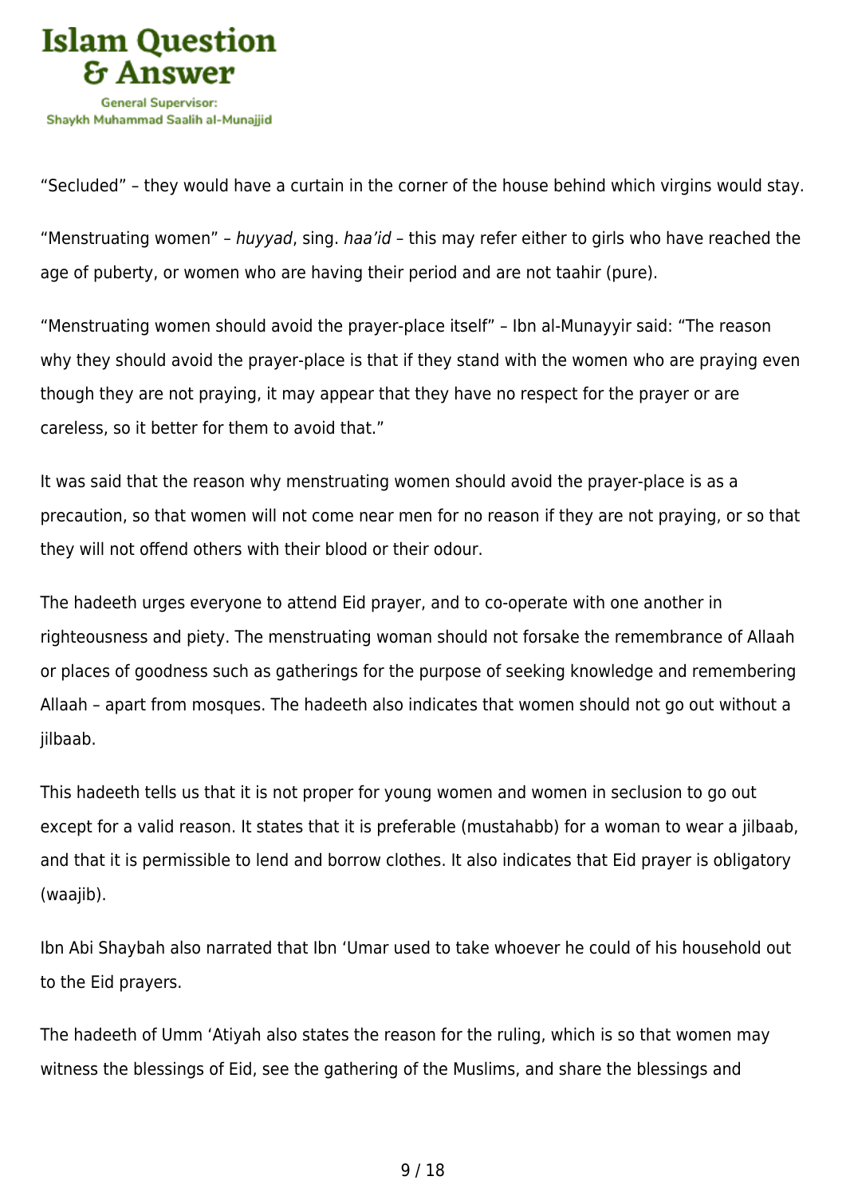"Secluded" – they would have a curtain in the corner of the house behind which virgins would stay.

"Menstruating women" – *huyyad*, sing. *haa'id* – this may refer either to girls who have reached the age of puberty, or women who are having their period and are not taahir (pure).

"Menstruating women should avoid the prayer-place itself" – Ibn al-Munayyir said: "The reason why they should avoid the prayer-place is that if they stand with the women who are praying even though they are not praying, it may appear that they have no respect for the prayer or are careless, so it better for them to avoid that."

It was said that the reason why menstruating women should avoid the prayer-place is as a precaution, so that women will not come near men for no reason if they are not praying, or so that they will not offend others with their blood or their odour.

The hadeeth urges everyone to attend Eid prayer, and to co-operate with one another in righteousness and piety. The menstruating woman should not forsake the remembrance of Allaah or places of goodness such as gatherings for the purpose of seeking knowledge and remembering Allaah – apart from mosques. The hadeeth also indicates that women should not go out without a jilbaab.

This hadeeth tells us that it is not proper for young women and women in seclusion to go out except for a valid reason. It states that it is preferable (mustahabb) for a woman to wear a jilbaab, and that it is permissible to lend and borrow clothes. It also indicates that Eid prayer is obligatory (waajib).

Ibn Abi Shaybah also narrated that Ibn 'Umar used to take whoever he could of his household out to the Eid prayers.

The hadeeth of Umm 'Atiyah also states the reason for the ruling, which is so that women may witness the blessings of Eid, see the gathering of the Muslims, and share the blessings and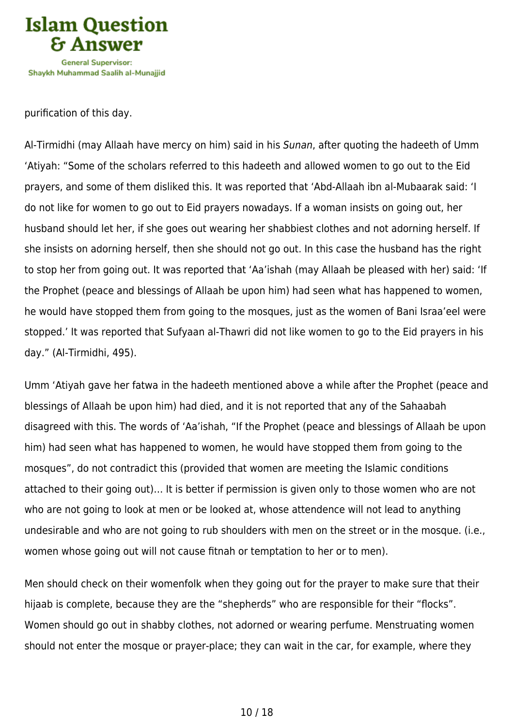purification of this day.

Al-Tirmidhi (may Allaah have mercy on him) said in his *Sunan*, after quoting the hadeeth of Umm 'Atiyah: "Some of the scholars referred to this hadeeth and allowed women to go out to the Eid prayers, and some of them disliked this. It was reported that 'Abd-Allaah ibn al-Mubaarak said: 'I do not like for women to go out to Eid prayers nowadays. If a woman insists on going out, her husband should let her, if she goes out wearing her shabbiest clothes and not adorning herself. If she insists on adorning herself, then she should not go out. In this case the husband has the right to stop her from going out. It was reported that 'Aa'ishah (may Allaah be pleased with her) said: 'If the Prophet (peace and blessings of Allaah be upon him) had seen what has happened to women, he would have stopped them from going to the mosques, just as the women of Bani Israa'eel were stopped.' It was reported that Sufyaan al-Thawri did not like women to go to the Eid prayers in his day." (Al-Tirmidhi, 495).

Umm 'Atiyah gave her fatwa in the hadeeth mentioned above a while after the Prophet (peace and blessings of Allaah be upon him) had died, and it is not reported that any of the Sahaabah disagreed with this. The words of 'Aa'ishah, "If the Prophet (peace and blessings of Allaah be upon him) had seen what has happened to women, he would have stopped them from going to the mosques", do not contradict this (provided that women are meeting the Islamic conditions attached to their going out)… It is better if permission is given only to those women who are not who are not going to look at men or be looked at, whose attendence will not lead to anything undesirable and who are not going to rub shoulders with men on the street or in the mosque. (i.e., women whose going out will not cause fitnah or temptation to her or to men).

Men should check on their womenfolk when they going out for the prayer to make sure that their hijaab is complete, because they are the "shepherds" who are responsible for their "flocks". Women should go out in shabby clothes, not adorned or wearing perfume. Menstruating women should not enter the mosque or prayer-place; they can wait in the car, for example, where they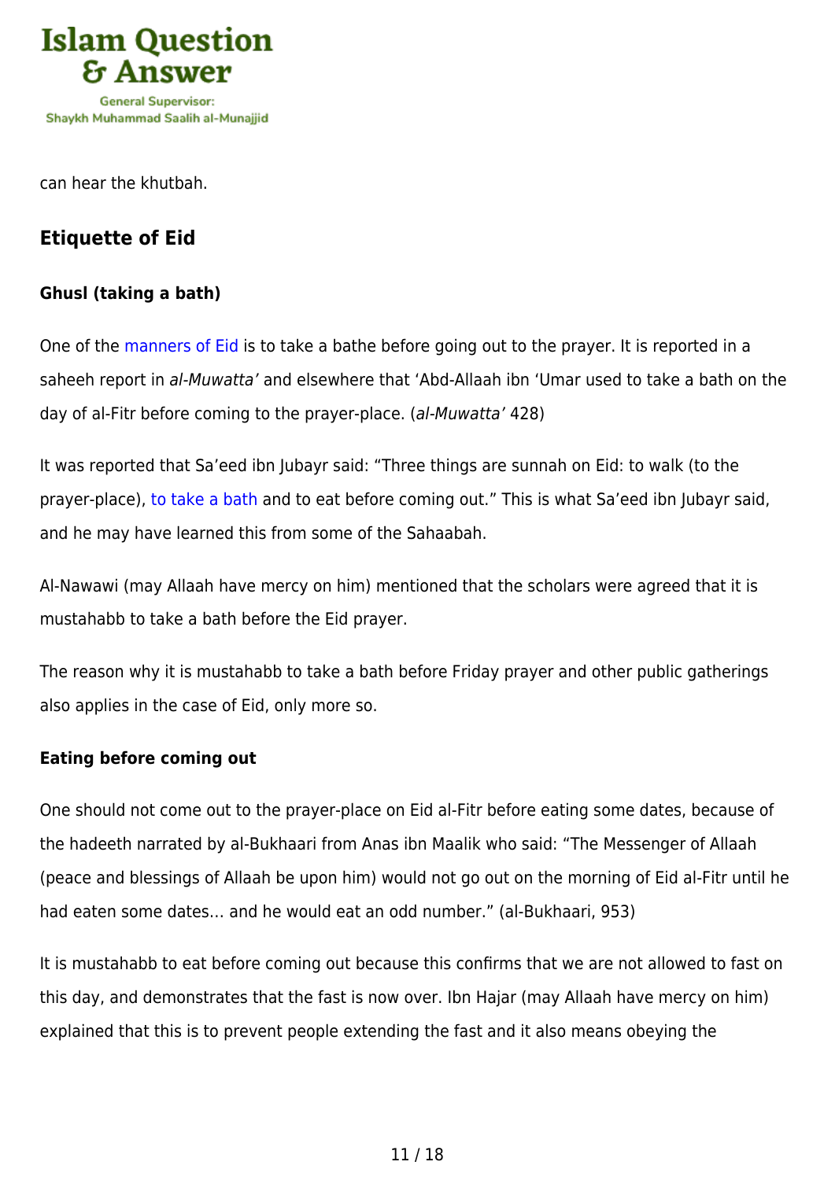can hear the khutbah.

## Etiquette of Eid

### Ghusl (taking a bath)

One of the manners of Eid is to take a bathe before going out to the prayer. It is reported in a saheeh report in *al-Muwatta'* and elsewhere that 'Abd-Allaah ibn 'Umar used to take a bath on the day of al-Fitr before coming to the prayer-place. (*al-Muwatta'* 428)

It was reported that Sa'eed ibn Jubayr said: "Three things are sunnah on Eid: to walk (to the prayer-place), to take a bath and to eat before coming out." This is what Sa'eed ibn Jubayr said, and he may have learned this from some of the Sahaabah.

Al-Nawawi (may Allaah have mercy on him) mentioned that the scholars were agreed that it is mustahabb to take a bath before the Eid prayer.

The reason why it is mustahabb to take a bath before Friday prayer and other public gatherings also applies in the case of Eid, only more so.

### Eating before coming out

One should not come out to the prayer-place on Eid al-Fitr before eating some dates, because of the hadeeth narrated by al-Bukhaari from Anas ibn Maalik who said: "The Messenger of Allaah (peace and blessings of Allaah be upon him) would not go out on the morning of Eid al-Fitr until he had eaten some dates… and he would eat an odd number." (al-Bukhaari, 953)

It is mustahabb to eat before coming out because this confirms that we are not allowed to fast on this day, and demonstrates that the fast is now over. Ibn Hajar (may Allaah have mercy on him) explained that this is to prevent people extending the fast and it also means obeying the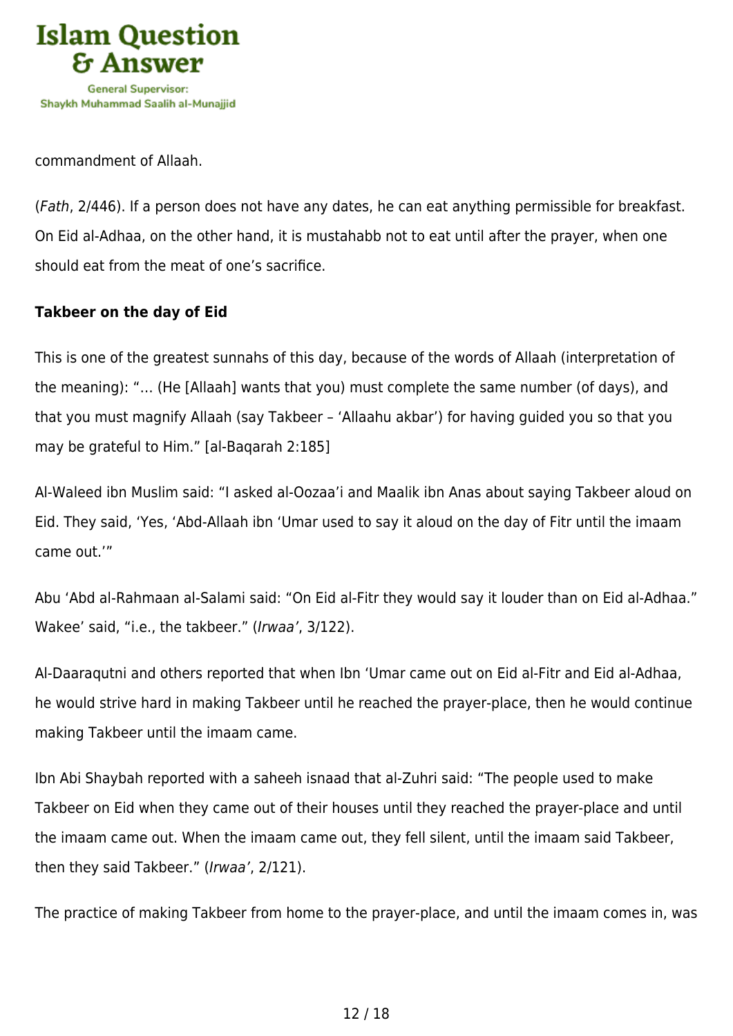commandment of Allaah.

(*Fath*, 2/446). If a person does not have any dates, he can eat anything permissible for breakfast. On Eid al-Adhaa, on the other hand, it is mustahabb not to eat until after the prayer, when one should eat from the meat of one's sacrifice.

**Takbeer on the day of Eid**

This is one of the greatest sunnahs of this day, because of the words of Allaah (interpretation of the meaning): "… (He [Allaah] wants that you) must complete the same number (of days), and that you must magnify Allaah (say Takbeer – 'Allaahu akbar') for having guided you so that you may be grateful to Him." [al-Baqarah 2:185]

Al-Waleed ibn Muslim said: "I asked al-Oozaa'i and Maalik ibn Anas about saying Takbeer aloud on Eid. They said, 'Yes, 'Abd-Allaah ibn 'Umar used to say it aloud on the day of Fitr until the imaam came out.'"

Abu 'Abd al-Rahmaan al-Salami said: "On Eid al-Fitr they would say it louder than on Eid al-Adhaa." Wakee' said, "i.e., the takbeer." (*Irwaa'*, 3/122).

Al-Daaraqutni and others reported that when Ibn 'Umar came out on Eid al-Fitr and Eid al-Adhaa, he would strive hard in making Takbeer until he reached the prayer-place, then he would continue making Takbeer until the imaam came.

Ibn Abi Shaybah reported with a saheeh isnaad that al-Zuhri said: "The people used to make Takbeer on Eid when they came out of their houses until they reached the prayer-place and until the imaam came out. When the imaam came out, they fell silent, until the imaam said Takbeer, then they said Takbeer." (*Irwaa'*, 2/121).

The practice of making Takbeer from home to the prayer-place, and until the imaam comes in, was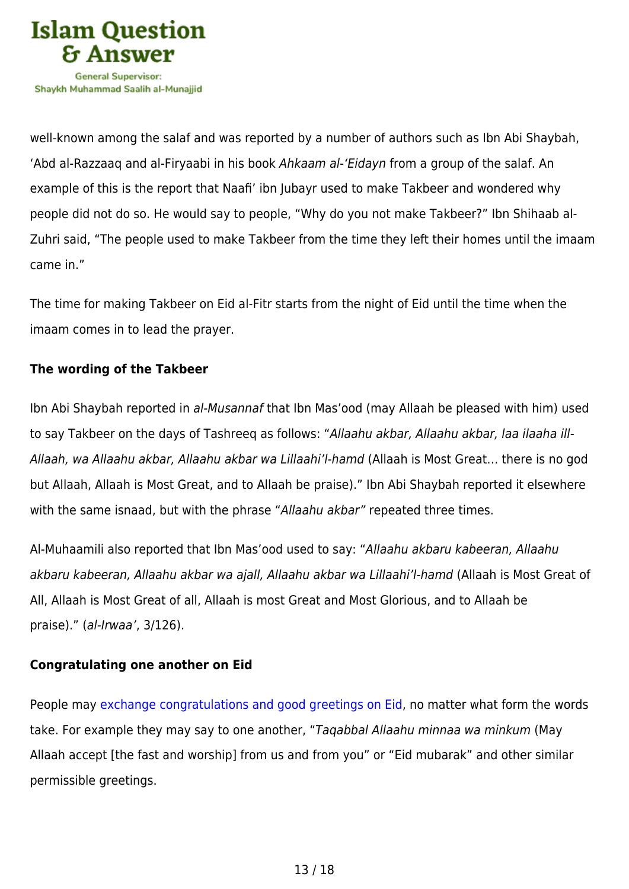well-known among the salaf and was reported by a number of authors such as Ibn Abi Shaybah, 'Abd al-Razzaaq and al-Firyaabi in his book *Ahkaam al-'Eidayn* from a group of the salaf. An example of this is the report that Naafi' ibn Jubayr used to make Takbeer and wondered why people did not do so. He would say to people, "Why do you not make Takbeer?" Ibn Shihaab al-Zuhri said, "The people used to make Takbeer from the time they left their homes until the imaam came in."

The time for making Takbeer on Eid al-Fitr starts from the night of Eid until the time when the imaam comes in to lead the prayer.

**The wording of the Takbeer**

Ibn Abi Shaybah reported in *al-Musannaf* that Ibn Mas'ood (may Allaah be pleased with him) used to say Takbeer on the days of Tashreeq as follows: "*Allaahu akbar, Allaahu akbar, laa ilaaha ill-Allaah, wa Allaahu akbar, Allaahu akbar wa Lillaahi'l-hamd* (Allaah is Most Great… there is no god but Allaah, Allaah is Most Great, and to Allaah be praise)." Ibn Abi Shaybah reported it elsewhere with the same isnaad, but with the phrase "*Allaahu akbar"* repeated three times.

Al-Muhaamili also reported that Ibn Mas'ood used to say: "*Allaahu akbaru kabeeran, Allaahu akbaru kabeeran, Allaahu akbar wa ajall, Allaahu akbar wa Lillaahi'l-hamd* (Allaah is Most Great of All, Allaah is Most Great of all, Allaah is most Great and Most Glorious, and to Allaah be praise)." (*al-Irwaa'*, 3/126).

**Congratulating one another on Eid**

People may exchange congratulations and good greetings on Eid, no matter what form the words take. For example they may say to one another, "*Taqabbal Allaahu minnaa wa minkum* (May Allaah accept [the fast and worship] from us and from you" or "Eid mubarak" and other similar permissible greetings.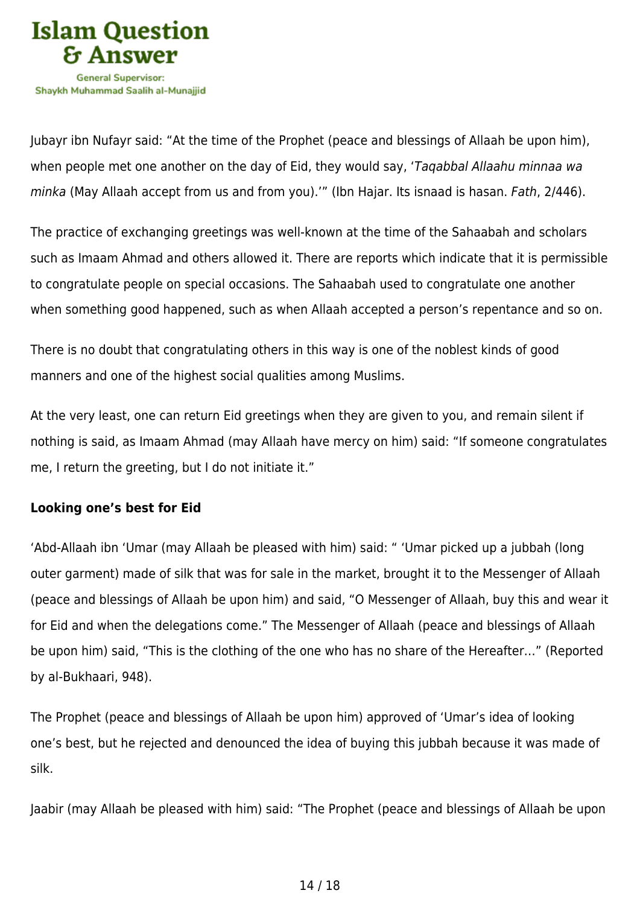Jubayr ibn Nufayr said: “At the time of the Prophet (peace and blessings of Allaah be upon him), when people met one another on the day of Eid, they would say, ‘*Taqabbal Allaahu minnaa wa minka* (May Allaah accept from us and from you).’” (Ibn Hajar. Its isnaad is hasan. *Fath*, 2/446).

The practice of exchanging greetings was well-known at the time of the Sahaabah and scholars such as Imaam Ahmad and others allowed it. There are reports which indicate that it is permissible to congratulate people on special occasions. The Sahaabah used to congratulate one another when something good happened, such as when Allaah accepted a person’s repentance and so on.

There is no doubt that congratulating others in this way is one of the noblest kinds of good manners and one of the highest social qualities among Muslims.

At the very least, one can return Eid greetings when they are given to you, and remain silent if nothing is said, as Imaam Ahmad (may Allaah have mercy on him) said: “If someone congratulates me, I return the greeting, but I do not initiate it.”

**Looking one’s best for Eid**

‘Abd-Allaah ibn ‘Umar (may Allaah be pleased with him) said: “ ‘Umar picked up a jubbah (long outer garment) made of silk that was for sale in the market, brought it to the Messenger of Allaah (peace and blessings of Allaah be upon him) and said, “O Messenger of Allaah, buy this and wear it for Eid and when the delegations come.” The Messenger of Allaah (peace and blessings of Allaah be upon him) said, “This is the clothing of the one who has no share of the Hereafter…” (Reported by al-Bukhaari, 948).

The Prophet (peace and blessings of Allaah be upon him) approved of ‘Umar’s idea of looking one’s best, but he rejected and denounced the idea of buying this jubbah because it was made of silk.

Jaabir (may Allaah be pleased with him) said: “The Prophet (peace and blessings of Allaah be upon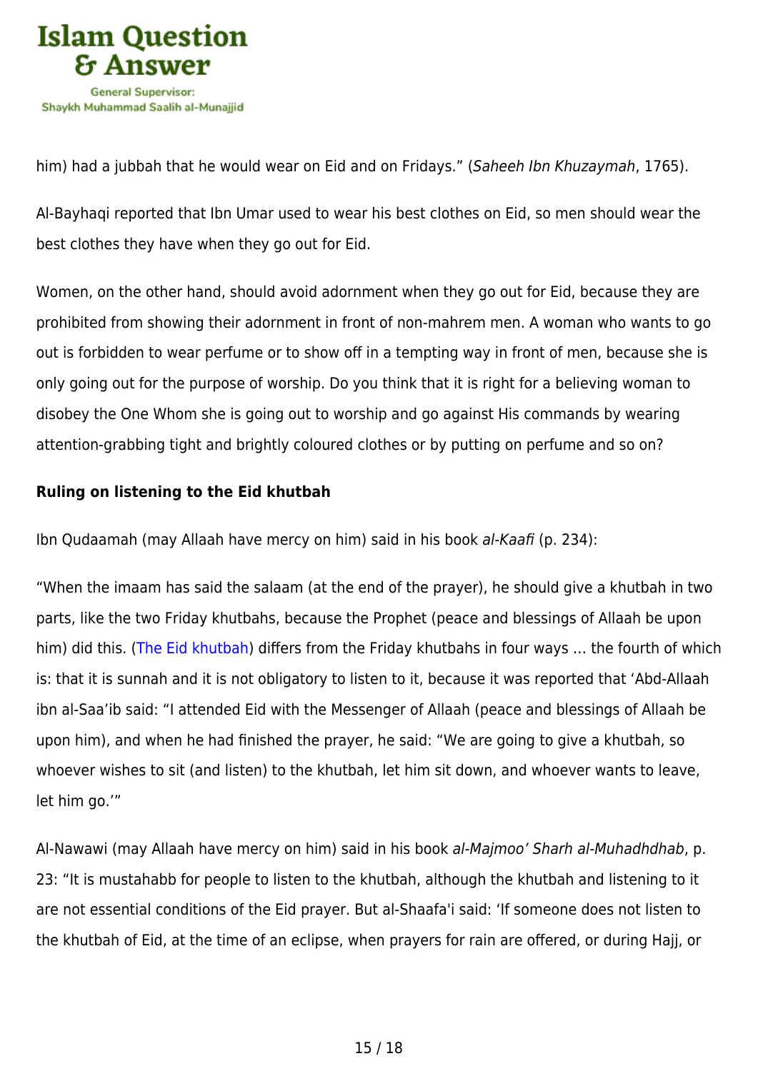him) had a jubbah that he would wear on Eid and on Fridays." (*Saheeh Ibn Khuzaymah*, 1765).

Al-Bayhaqi reported that Ibn Umar used to wear his best clothes on Eid, so men should wear the best clothes they have when they go out for Eid.

Women, on the other hand, should avoid adornment when they go out for Eid, because they are prohibited from showing their adornment in front of non-mahrem men. A woman who wants to go out is forbidden to wear perfume or to show off in a tempting way in front of men, because she is only going out for the purpose of worship. Do you think that it is right for a believing woman to disobey the One Whom she is going out to worship and go against His commands by wearing attention-grabbing tight and brightly coloured clothes or by putting on perfume and so on?

**Ruling on listening to the Eid khutbah**

Ibn Qudaamah (may Allaah have mercy on him) said in his book *al-Kaafi* (p. 234):

"When the imaam has said the salaam (at the end of the prayer), he should give a khutbah in two parts, like the two Friday khutbahs, because the Prophet (peace and blessings of Allaah be upon him) did this. (The Eid khutbah) differs from the Friday khutbahs in four ways … the fourth of which is: that it is sunnah and it is not obligatory to listen to it, because it was reported that 'Abd-Allaah ibn al-Saa'ib said: "I attended Eid with the Messenger of Allaah (peace and blessings of Allaah be upon him), and when he had finished the prayer, he said: "We are going to give a khutbah, so whoever wishes to sit (and listen) to the khutbah, let him sit down, and whoever wants to leave, let him go.'"

Al-Nawawi (may Allaah have mercy on him) said in his book *al-Majmoo' Sharh al-Muhadhdhab*, p. 23: "It is mustahabb for people to listen to the khutbah, although the khutbah and listening to it are not essential conditions of the Eid prayer. But al-Shaafa'i said: 'If someone does not listen to the khutbah of Eid, at the time of an eclipse, when prayers for rain are offered, or during Hajj, or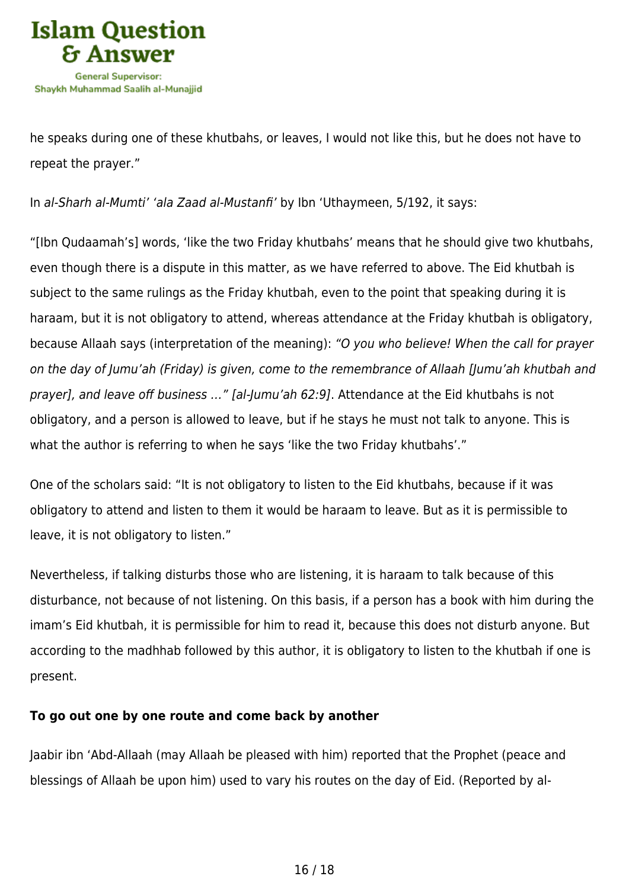he speaks during one of these khutbahs, or leaves, I would not like this, but he does not have to repeat the prayer."

In *al-Sharh al-Mumti' 'ala Zaad al-Mustanfi'* by Ibn 'Uthaymeen, 5/192, it says:

"[Ibn Qudaamah's] words, 'like the two Friday khutbahs' means that he should give two khutbahs, even though there is a dispute in this matter, as we have referred to above. The Eid khutbah is subject to the same rulings as the Friday khutbah, even to the point that speaking during it is haraam, but it is not obligatory to attend, whereas attendance at the Friday khutbah is obligatory, because Allaah says (interpretation of the meaning): *"O you who believe! When the call for prayer on the day of Jumu'ah (Friday) is given, come to the remembrance of Allaah [Jumu'ah khutbah and prayer], and leave off business …" [al-Jumu'ah 62:9]*. Attendance at the Eid khutbahs is not obligatory, and a person is allowed to leave, but if he stays he must not talk to anyone. This is what the author is referring to when he says 'like the two Friday khutbahs'."

One of the scholars said: "It is not obligatory to listen to the Eid khutbahs, because if it was obligatory to attend and listen to them it would be haraam to leave. But as it is permissible to leave, it is not obligatory to listen."

Nevertheless, if talking disturbs those who are listening, it is haraam to talk because of this disturbance, not because of not listening. On this basis, if a person has a book with him during the imam's Eid khutbah, it is permissible for him to read it, because this does not disturb anyone. But according to the madhhab followed by this author, it is obligatory to listen to the khutbah if one is present.

**To go out one by one route and come back by another**

Jaabir ibn 'Abd-Allaah (may Allaah be pleased with him) reported that the Prophet (peace and blessings of Allaah be upon him) used to vary his routes on the day of Eid. (Reported by al-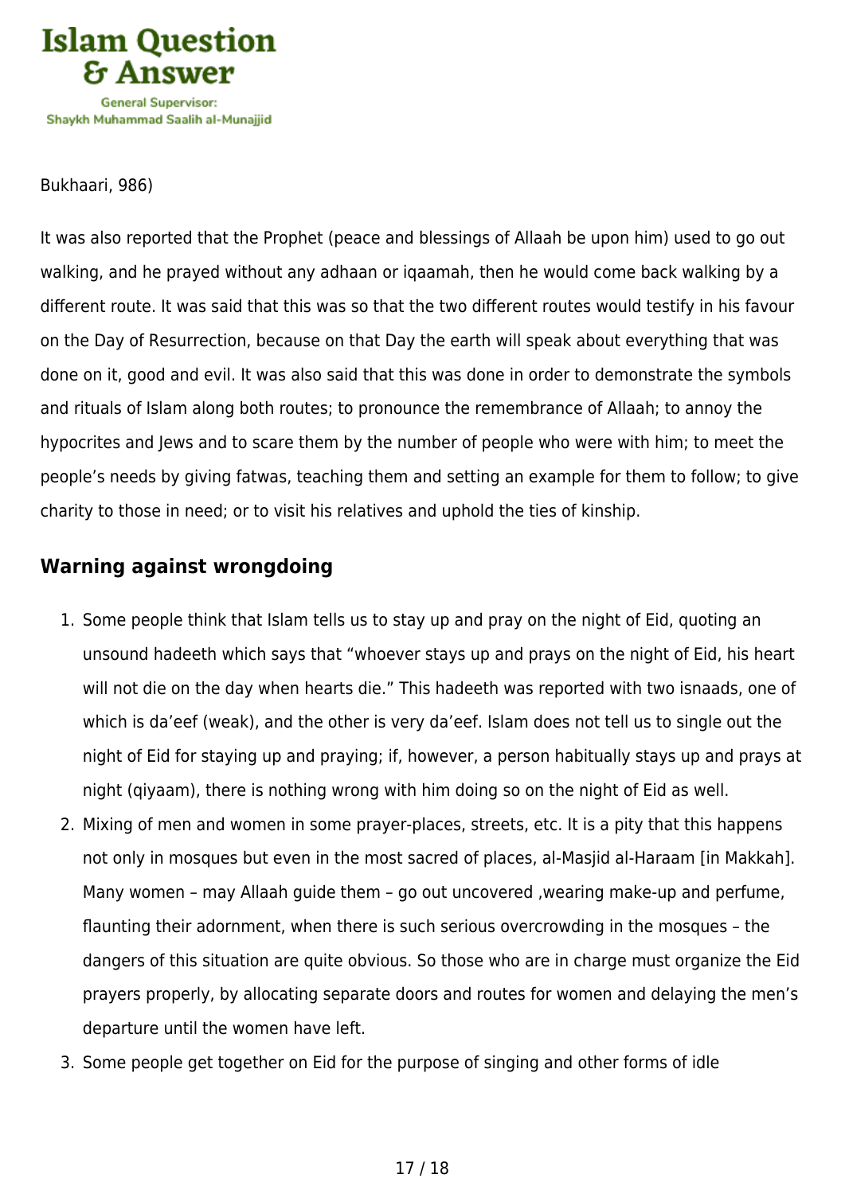Bukhaari, 986)

It was also reported that the Prophet (peace and blessings of Allaah be upon him) used to go out walking, and he prayed without any adhaan or iqaamah, then he would come back walking by a different route. It was said that this was so that the two different routes would testify in his favour on the Day of Resurrection, because on that Day the earth will speak about everything that was done on it, good and evil. It was also said that this was done in order to demonstrate the symbols and rituals of Islam along both routes; to pronounce the remembrance of Allaah; to annoy the hypocrites and Jews and to scare them by the number of people who were with him; to meet the people's needs by giving fatwas, teaching them and setting an example for them to follow; to give charity to those in need; or to visit his relatives and uphold the ties of kinship.

### Warning against wrongdoing

1. Some people think that Islam tells us to stay up and pray on the night of Eid, quoting an unsound hadeeth which says that "whoever stays up and prays on the night of Eid, his heart will not die on the day when hearts die." This hadeeth was reported with two isnaads, one of which is da'eef (weak), and the other is very da'eef. Islam does not tell us to single out the night of Eid for staying up and praying; if, however, a person habitually stays up and prays at night (qiyaam), there is nothing wrong with him doing so on the night of Eid as well.
2. Mixing of men and women in some prayer-places, streets, etc. It is a pity that this happens not only in mosques but even in the most sacred of places, al-Masjid al-Haraam [in Makkah]. Many women – may Allaah guide them – go out uncovered ,wearing make-up and perfume, flaunting their adornment, when there is such serious overcrowding in the mosques – the dangers of this situation are quite obvious. So those who are in charge must organize the Eid prayers properly, by allocating separate doors and routes for women and delaying the men's departure until the women have left.
3. Some people get together on Eid for the purpose of singing and other forms of idle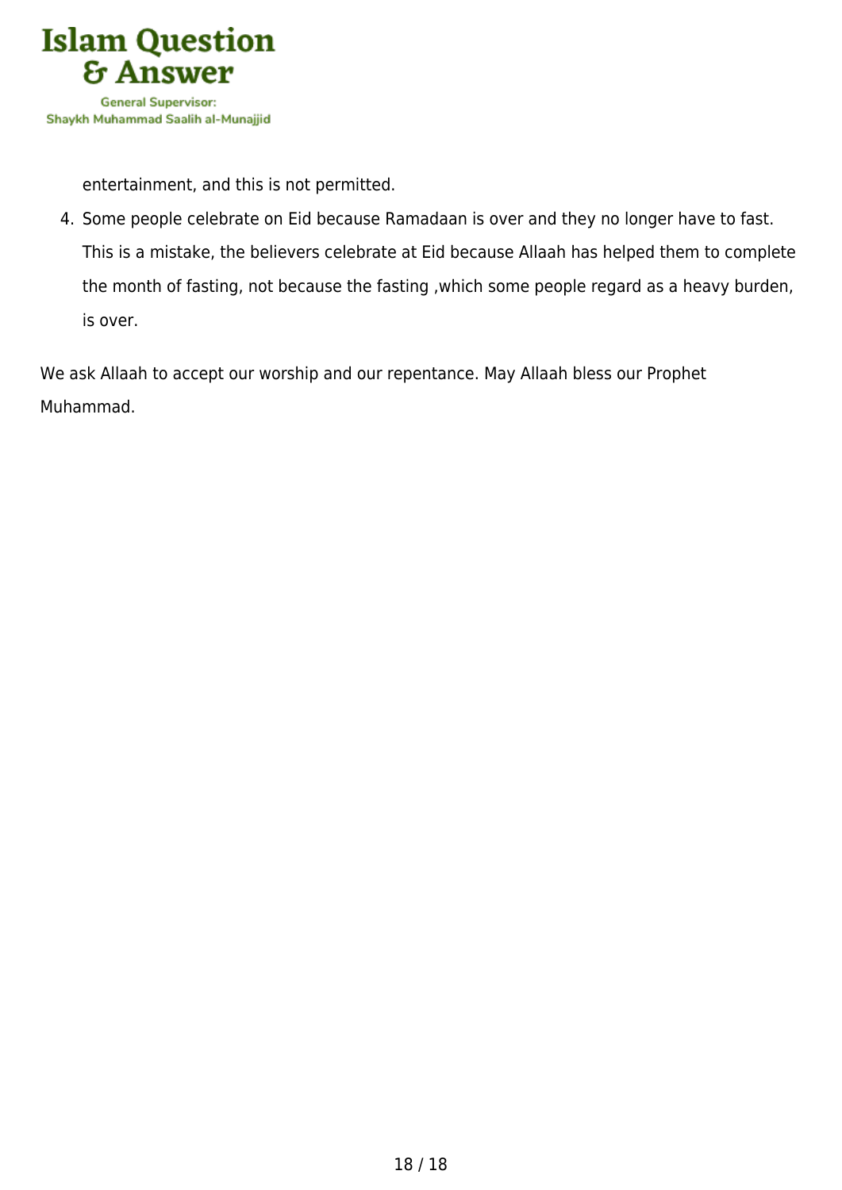entertainment, and this is not permitted.

4. Some people celebrate on Eid because Ramadaan is over and they no longer have to fast. This is a mistake, the believers celebrate at Eid because Allaah has helped them to complete the month of fasting, not because the fasting ,which some people regard as a heavy burden, is over.

We ask Allaah to accept our worship and our repentance. May Allaah bless our Prophet Muhammad.